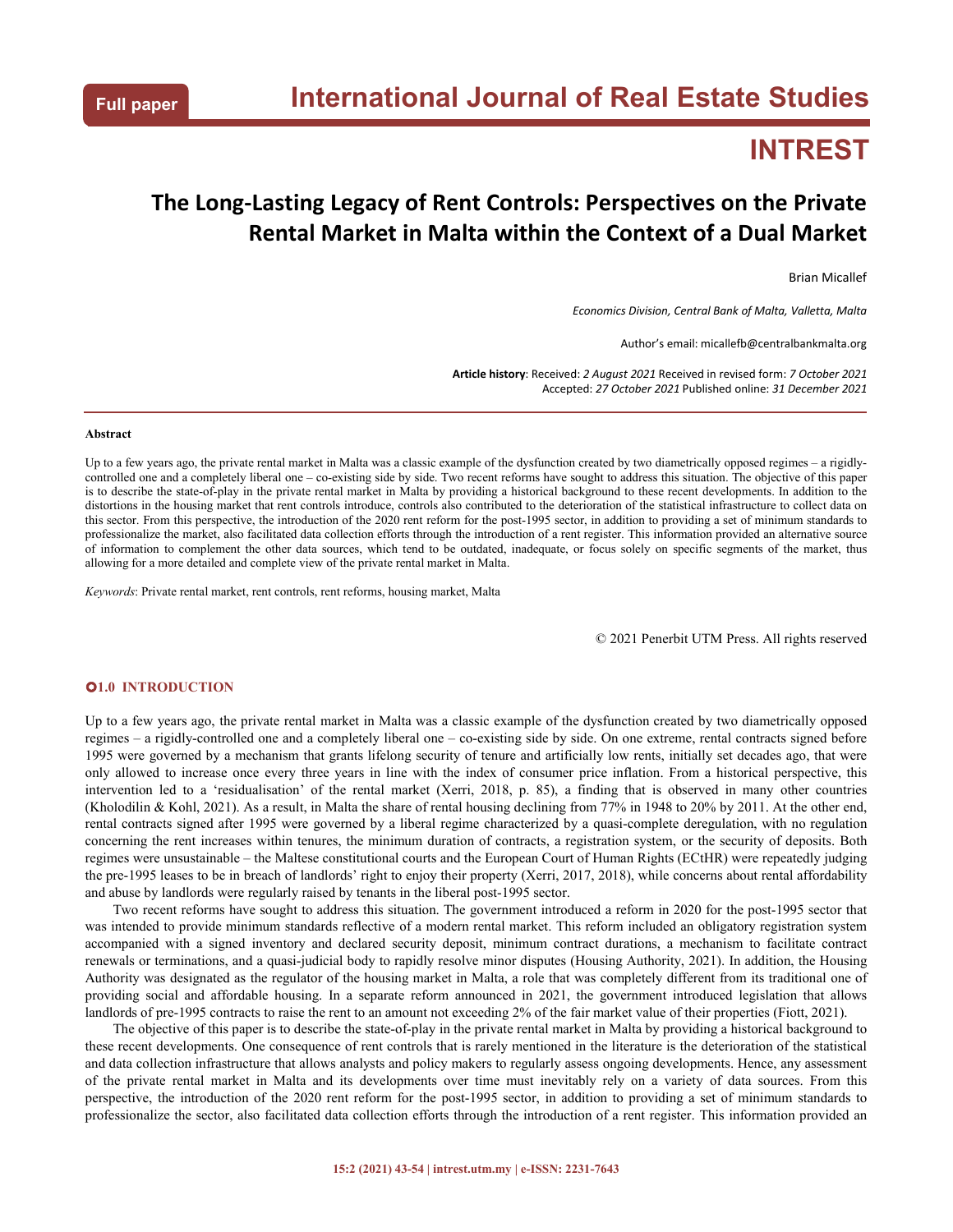Full paper

# The Long-Lasting Legacy of Rent Controls: Perspectives on the Private Rental Market in Malta within the Context of a Dual Market

Brian Micallef

*Economics Division, Central Bank of Malta, Valletta, Malta*

Author's email: micallefb@centralbankmalta.org

**Article history**: Received: *2 August 2021* Received in revised form: *7 October 2021* Accepted: *27 October 2021* Published online: *31 December 2021*

---

**Abstract**

Up to a few years ago, the private rental market in Malta was a classic example of the dysfunction created by two diametrically opposed regimes – a rigidly-controlled one and a completely liberal one – co-existing side by side. Two recent reforms have sought to address this situation. The objective of this paper is to describe the state-of-play in the private rental market in Malta by providing a historical background to these recent developments. In addition to the distortions in the housing market that rent controls introduce, controls also contributed to the deterioration of the statistical infrastructure to collect data on this sector. From this perspective, the introduction of the 2020 rent reform for the post-1995 sector, in addition to providing a set of minimum standards to professionalize the market, also facilitated data collection efforts through the introduction of a rent register. This information provided an alternative source of information to complement the other data sources, which tend to be outdated, inadequate, or focus solely on specific segments of the market, thus allowing for a more detailed and complete view of the private rental market in Malta.

*Keywords*: Private rental market, rent controls, rent reforms, housing market, Malta

© 2021 Penerbit UTM Press. All rights reserved

## 1.0 INTRODUCTION

Up to a few years ago, the private rental market in Malta was a classic example of the dysfunction created by two diametrically opposed regimes – a rigidly-controlled one and a completely liberal one – co-existing side by side. On one extreme, rental contracts signed before 1995 were governed by a mechanism that grants lifelong security of tenure and artificially low rents, initially set decades ago, that were only allowed to increase once every three years in line with the index of consumer price inflation. From a historical perspective, this intervention led to a 'residualisation' of the rental market (Xerri, 2018, p. 85), a finding that is observed in many other countries (Kholodilin & Kohl, 2021). As a result, in Malta the share of rental housing declining from 77% in 1948 to 20% by 2011. At the other end, rental contracts signed after 1995 were governed by a liberal regime characterized by a quasi-complete deregulation, with no regulation concerning the rent increases within tenures, the minimum duration of contracts, a registration system, or the security of deposits. Both regimes were unsustainable – the Maltese constitutional courts and the European Court of Human Rights (ECtHR) were repeatedly judging the pre-1995 leases to be in breach of landlords' right to enjoy their property (Xerri, 2017, 2018), while concerns about rental affordability and abuse by landlords were regularly raised by tenants in the liberal post-1995 sector.

Two recent reforms have sought to address this situation. The government introduced a reform in 2020 for the post-1995 sector that was intended to provide minimum standards reflective of a modern rental market. This reform included an obligatory registration system accompanied with a signed inventory and declared security deposit, minimum contract durations, a mechanism to facilitate contract renewals or terminations, and a quasi-judicial body to rapidly resolve minor disputes (Housing Authority, 2021). In addition, the Housing Authority was designated as the regulator of the housing market in Malta, a role that was completely different from its traditional one of providing social and affordable housing. In a separate reform announced in 2021, the government introduced legislation that allows landlords of pre-1995 contracts to raise the rent to an amount not exceeding 2% of the fair market value of their properties (Fiott, 2021).

The objective of this paper is to describe the state-of-play in the private rental market in Malta by providing a historical background to these recent developments. One consequence of rent controls that is rarely mentioned in the literature is the deterioration of the statistical and data collection infrastructure that allows analysts and policy makers to regularly assess ongoing developments. Hence, any assessment of the private rental market in Malta and its developments over time must inevitably rely on a variety of data sources. From this perspective, the introduction of the 2020 rent reform for the post-1995 sector, in addition to providing a set of minimum standards to professionalize the sector, also facilitated data collection efforts through the introduction of a rent register. This information provided an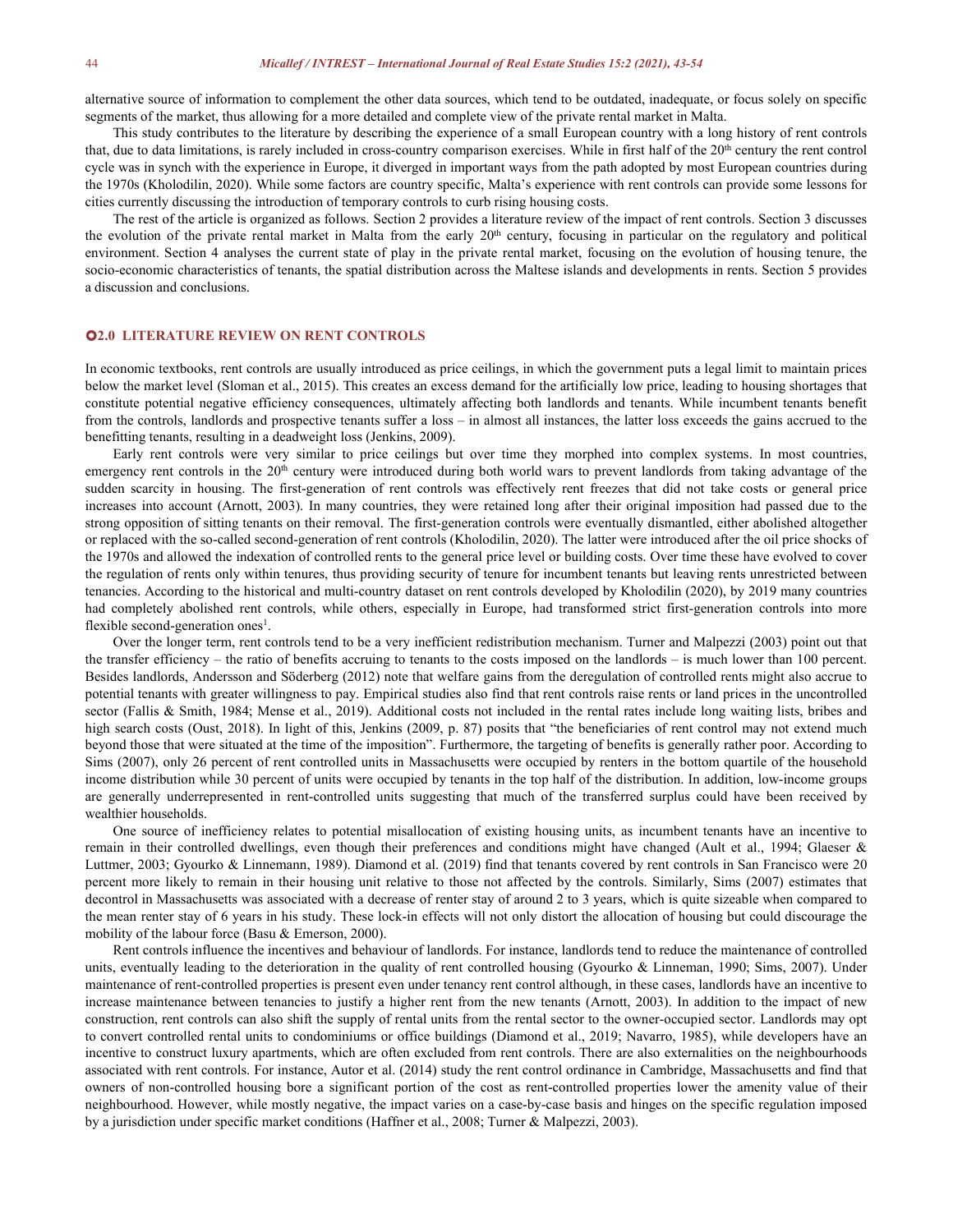alternative source of information to complement the other data sources, which tend to be outdated, inadequate, or focus solely on specific segments of the market, thus allowing for a more detailed and complete view of the private rental market in Malta.

This study contributes to the literature by describing the experience of a small European country with a long history of rent controls that, due to data limitations, is rarely included in cross-country comparison exercises. While in first half of the 20th century the rent control cycle was in synch with the experience in Europe, it diverged in important ways from the path adopted by most European countries during the 1970s (Kholodilin, 2020). While some factors are country specific, Malta's experience with rent controls can provide some lessons for cities currently discussing the introduction of temporary controls to curb rising housing costs.

The rest of the article is organized as follows. Section 2 provides a literature review of the impact of rent controls. Section 3 discusses the evolution of the private rental market in Malta from the early 20th century, focusing in particular on the regulatory and political environment. Section 4 analyses the current state of play in the private rental market, focusing on the evolution of housing tenure, the socio-economic characteristics of tenants, the spatial distribution across the Maltese islands and developments in rents. Section 5 provides a discussion and conclusions.

## 2.0 LITERATURE REVIEW ON RENT CONTROLS

In economic textbooks, rent controls are usually introduced as price ceilings, in which the government puts a legal limit to maintain prices below the market level (Sloman et al., 2015). This creates an excess demand for the artificially low price, leading to housing shortages that constitute potential negative efficiency consequences, ultimately affecting both landlords and tenants. While incumbent tenants benefit from the controls, landlords and prospective tenants suffer a loss – in almost all instances, the latter loss exceeds the gains accrued to the benefitting tenants, resulting in a deadweight loss (Jenkins, 2009).

Early rent controls were very similar to price ceilings but over time they morphed into complex systems. In most countries, emergency rent controls in the 20th century were introduced during both world wars to prevent landlords from taking advantage of the sudden scarcity in housing. The first-generation of rent controls was effectively rent freezes that did not take costs or general price increases into account (Arnott, 2003). In many countries, they were retained long after their original imposition had passed due to the strong opposition of sitting tenants on their removal. The first-generation controls were eventually dismantled, either abolished altogether or replaced with the so-called second-generation of rent controls (Kholodilin, 2020). The latter were introduced after the oil price shocks of the 1970s and allowed the indexation of controlled rents to the general price level or building costs. Over time these have evolved to cover the regulation of rents only within tenures, thus providing security of tenure for incumbent tenants but leaving rents unrestricted between tenancies. According to the historical and multi-country dataset on rent controls developed by Kholodilin (2020), by 2019 many countries had completely abolished rent controls, while others, especially in Europe, had transformed strict first-generation controls into more flexible second-generation ones[1].

Over the longer term, rent controls tend to be a very inefficient redistribution mechanism. Turner and Malpezzi (2003) point out that the transfer efficiency – the ratio of benefits accruing to tenants to the costs imposed on the landlords – is much lower than 100 percent. Besides landlords, Andersson and Söderberg (2012) note that welfare gains from the deregulation of controlled rents might also accrue to potential tenants with greater willingness to pay. Empirical studies also find that rent controls raise rents or land prices in the uncontrolled sector (Fallis & Smith, 1984; Mense et al., 2019). Additional costs not included in the rental rates include long waiting lists, bribes and high search costs (Oust, 2018). In light of this, Jenkins (2009, p. 87) posits that "the beneficiaries of rent control may not extend much beyond those that were situated at the time of the imposition". Furthermore, the targeting of benefits is generally rather poor. According to Sims (2007), only 26 percent of rent controlled units in Massachusetts were occupied by renters in the bottom quartile of the household income distribution while 30 percent of units were occupied by tenants in the top half of the distribution. In addition, low-income groups are generally underrepresented in rent-controlled units suggesting that much of the transferred surplus could have been received by wealthier households.

One source of inefficiency relates to potential misallocation of existing housing units, as incumbent tenants have an incentive to remain in their controlled dwellings, even though their preferences and conditions might have changed (Ault et al., 1994; Glaeser & Luttmer, 2003; Gyourko & Linnemann, 1989). Diamond et al. (2019) find that tenants covered by rent controls in San Francisco were 20 percent more likely to remain in their housing unit relative to those not affected by the controls. Similarly, Sims (2007) estimates that decontrol in Massachusetts was associated with a decrease of renter stay of around 2 to 3 years, which is quite sizeable when compared to the mean renter stay of 6 years in his study. These lock-in effects will not only distort the allocation of housing but could discourage the mobility of the labour force (Basu & Emerson, 2000).

Rent controls influence the incentives and behaviour of landlords. For instance, landlords tend to reduce the maintenance of controlled units, eventually leading to the deterioration in the quality of rent controlled housing (Gyourko & Linneman, 1990; Sims, 2007). Under maintenance of rent-controlled properties is present even under tenancy rent control although, in these cases, landlords have an incentive to increase maintenance between tenancies to justify a higher rent from the new tenants (Arnott, 2003). In addition to the impact of new construction, rent controls can also shift the supply of rental units from the rental sector to the owner-occupied sector. Landlords may opt to convert controlled rental units to condominiums or office buildings (Diamond et al., 2019; Navarro, 1985), while developers have an incentive to construct luxury apartments, which are often excluded from rent controls. There are also externalities on the neighbourhoods associated with rent controls. For instance, Autor et al. (2014) study the rent control ordinance in Cambridge, Massachusetts and find that owners of non-controlled housing bore a significant portion of the cost as rent-controlled properties lower the amenity value of their neighbourhood. However, while mostly negative, the impact varies on a case-by-case basis and hinges on the specific regulation imposed by a jurisdiction under specific market conditions (Haffner et al., 2008; Turner & Malpezzi, 2003).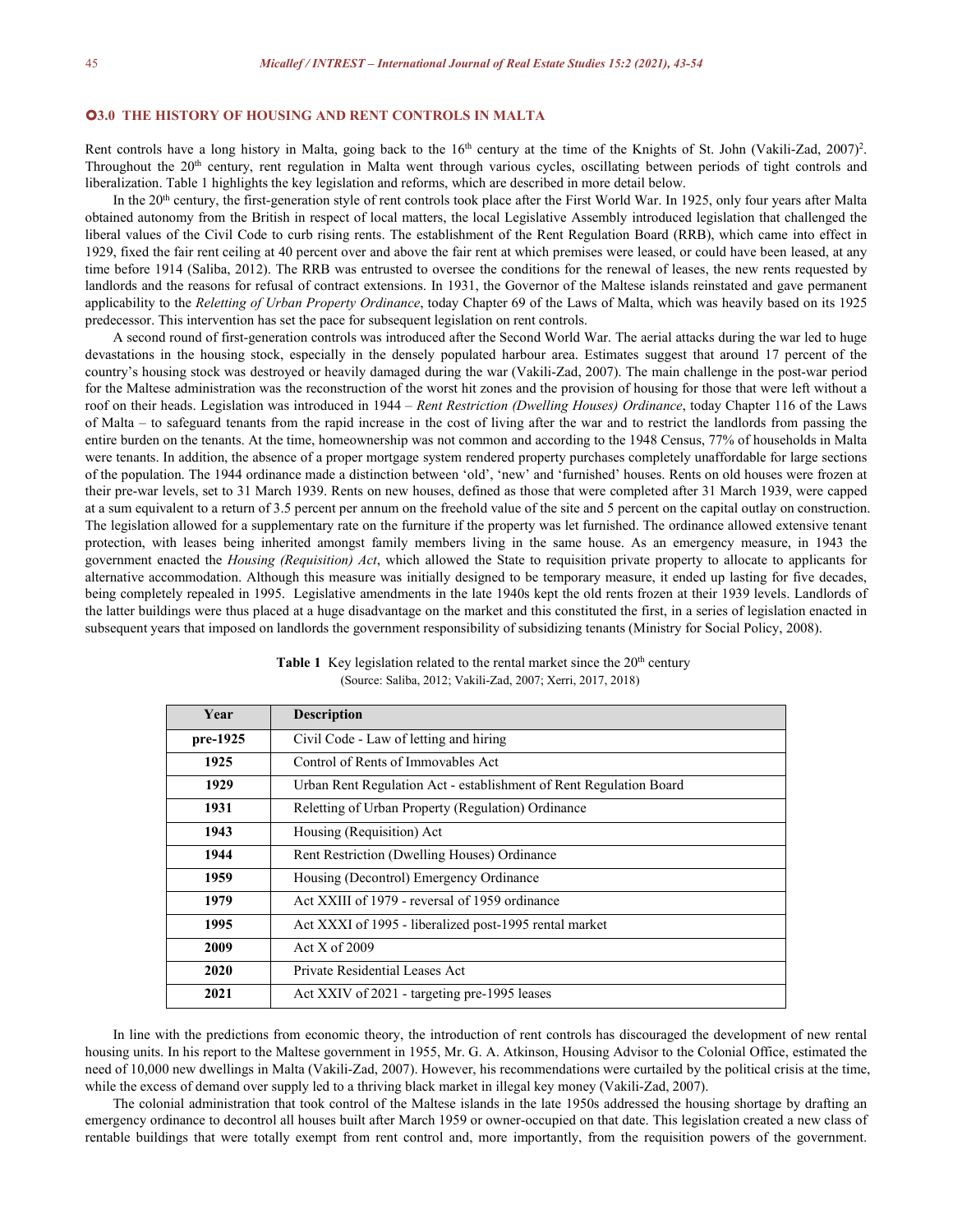## 3.0 THE HISTORY OF HOUSING AND RENT CONTROLS IN MALTA

Rent controls have a long history in Malta, going back to the 16th century at the time of the Knights of St. John (Vakili-Zad, 2007)[2]. Throughout the 20th century, rent regulation in Malta went through various cycles, oscillating between periods of tight controls and liberalization. Table 1 highlights the key legislation and reforms, which are described in more detail below.

In the 20th century, the first-generation style of rent controls took place after the First World War. In 1925, only four years after Malta obtained autonomy from the British in respect of local matters, the local Legislative Assembly introduced legislation that challenged the liberal values of the Civil Code to curb rising rents. The establishment of the Rent Regulation Board (RRB), which came into effect in 1929, fixed the fair rent ceiling at 40 percent over and above the fair rent at which premises were leased, or could have been leased, at any time before 1914 (Saliba, 2012). The RRB was entrusted to oversee the conditions for the renewal of leases, the new rents requested by landlords and the reasons for refusal of contract extensions. In 1931, the Governor of the Maltese islands reinstated and gave permanent applicability to the *Reletting of Urban Property Ordinance*, today Chapter 69 of the Laws of Malta, which was heavily based on its 1925 predecessor. This intervention has set the pace for subsequent legislation on rent controls.

A second round of first-generation controls was introduced after the Second World War. The aerial attacks during the war led to huge devastations in the housing stock, especially in the densely populated harbour area. Estimates suggest that around 17 percent of the country's housing stock was destroyed or heavily damaged during the war (Vakili-Zad, 2007). The main challenge in the post-war period for the Maltese administration was the reconstruction of the worst hit zones and the provision of housing for those that were left without a roof on their heads. Legislation was introduced in 1944 – *Rent Restriction (Dwelling Houses) Ordinance*, today Chapter 116 of the Laws of Malta – to safeguard tenants from the rapid increase in the cost of living after the war and to restrict the landlords from passing the entire burden on the tenants. At the time, homeownership was not common and according to the 1948 Census, 77% of households in Malta were tenants. In addition, the absence of a proper mortgage system rendered property purchases completely unaffordable for large sections of the population. The 1944 ordinance made a distinction between 'old', 'new' and 'furnished' houses. Rents on old houses were frozen at their pre-war levels, set to 31 March 1939. Rents on new houses, defined as those that were completed after 31 March 1939, were capped at a sum equivalent to a return of 3.5 percent per annum on the freehold value of the site and 5 percent on the capital outlay on construction. The legislation allowed for a supplementary rate on the furniture if the property was let furnished. The ordinance allowed extensive tenant protection, with leases being inherited amongst family members living in the same house. As an emergency measure, in 1943 the government enacted the *Housing (Requisition) Act*, which allowed the State to requisition private property to allocate to applicants for alternative accommodation. Although this measure was initially designed to be temporary measure, it ended up lasting for five decades, being completely repealed in 1995. Legislative amendments in the late 1940s kept the old rents frozen at their 1939 levels. Landlords of the latter buildings were thus placed at a huge disadvantage on the market and this constituted the first, in a series of legislation enacted in subsequent years that imposed on landlords the government responsibility of subsidizing tenants (Ministry for Social Policy, 2008).

**Table 1** Key legislation related to the rental market since the 20th century
(Source: Saliba, 2012; Vakili-Zad, 2007; Xerri, 2017, 2018)

| Year | Description |
|---|---|
| pre-1925 | Civil Code - Law of letting and hiring |
| 1925 | Control of Rents of Immovables Act |
| 1929 | Urban Rent Regulation Act - establishment of Rent Regulation Board |
| 1931 | Reletting of Urban Property (Regulation) Ordinance |
| 1943 | Housing (Requisition) Act |
| 1944 | Rent Restriction (Dwelling Houses) Ordinance |
| 1959 | Housing (Decontrol) Emergency Ordinance |
| 1979 | Act XXIII of 1979 - reversal of 1959 ordinance |
| 1995 | Act XXXI of 1995 - liberalized post-1995 rental market |
| 2009 | Act X of 2009 |
| 2020 | Private Residential Leases Act |
| 2021 | Act XXIV of 2021 - targeting pre-1995 leases |

In line with the predictions from economic theory, the introduction of rent controls has discouraged the development of new rental housing units. In his report to the Maltese government in 1955, Mr. G. A. Atkinson, Housing Advisor to the Colonial Office, estimated the need of 10,000 new dwellings in Malta (Vakili-Zad, 2007). However, his recommendations were curtailed by the political crisis at the time, while the excess of demand over supply led to a thriving black market in illegal key money (Vakili-Zad, 2007).

The colonial administration that took control of the Maltese islands in the late 1950s addressed the housing shortage by drafting an emergency ordinance to decontrol all houses built after March 1959 or owner-occupied on that date. This legislation created a new class of rentable buildings that were totally exempt from rent control and, more importantly, from the requisition powers of the government.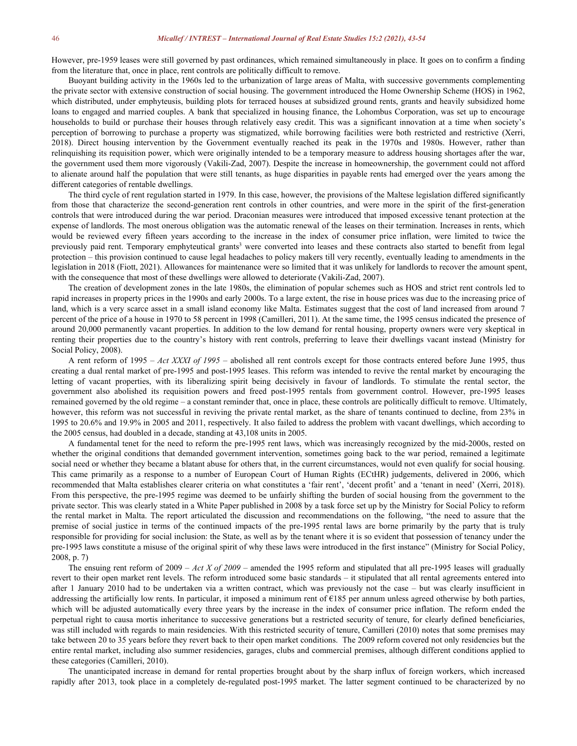However, pre-1959 leases were still governed by past ordinances, which remained simultaneously in place. It goes on to confirm a finding from the literature that, once in place, rent controls are politically difficult to remove.

Buoyant building activity in the 1960s led to the urbanization of large areas of Malta, with successive governments complementing the private sector with extensive construction of social housing. The government introduced the Home Ownership Scheme (HOS) in 1962, which distributed, under emphyteusis, building plots for terraced houses at subsidized ground rents, grants and heavily subsidized home loans to engaged and married couples. A bank that specialized in housing finance, the Lohombus Corporation, was set up to encourage households to build or purchase their houses through relatively easy credit. This was a significant innovation at a time when society's perception of borrowing to purchase a property was stigmatized, while borrowing facilities were both restricted and restrictive (Xerri, 2018). Direct housing intervention by the Government eventually reached its peak in the 1970s and 1980s. However, rather than relinquishing its requisition power, which were originally intended to be a temporary measure to address housing shortages after the war, the government used them more vigorously (Vakili-Zad, 2007). Despite the increase in homeownership, the government could not afford to alienate around half the population that were still tenants, as huge disparities in payable rents had emerged over the years among the different categories of rentable dwellings.

The third cycle of rent regulation started in 1979. In this case, however, the provisions of the Maltese legislation differed significantly from those that characterize the second-generation rent controls in other countries, and were more in the spirit of the first-generation controls that were introduced during the war period. Draconian measures were introduced that imposed excessive tenant protection at the expense of landlords. The most onerous obligation was the automatic renewal of the leases on their termination. Increases in rents, which would be reviewed every fifteen years according to the increase in the index of consumer price inflation, were limited to twice the previously paid rent. Temporary emphyteutical grants[3] were converted into leases and these contracts also started to benefit from legal protection – this provision continued to cause legal headaches to policy makers till very recently, eventually leading to amendments in the legislation in 2018 (Fiott, 2021). Allowances for maintenance were so limited that it was unlikely for landlords to recover the amount spent, with the consequence that most of these dwellings were allowed to deteriorate (Vakili-Zad, 2007).

The creation of development zones in the late 1980s, the elimination of popular schemes such as HOS and strict rent controls led to rapid increases in property prices in the 1990s and early 2000s. To a large extent, the rise in house prices was due to the increasing price of land, which is a very scarce asset in a small island economy like Malta. Estimates suggest that the cost of land increased from around 7 percent of the price of a house in 1970 to 58 percent in 1998 (Camilleri, 2011). At the same time, the 1995 census indicated the presence of around 20,000 permanently vacant properties. In addition to the low demand for rental housing, property owners were very skeptical in renting their properties due to the country's history with rent controls, preferring to leave their dwellings vacant instead (Ministry for Social Policy, 2008).

A rent reform of 1995 – *Act XXXI of 1995* – abolished all rent controls except for those contracts entered before June 1995, thus creating a dual rental market of pre-1995 and post-1995 leases. This reform was intended to revive the rental market by encouraging the letting of vacant properties, with its liberalizing spirit being decisively in favour of landlords. To stimulate the rental sector, the government also abolished its requisition powers and freed post-1995 rentals from government control. However, pre-1995 leases remained governed by the old regime – a constant reminder that, once in place, these controls are politically difficult to remove. Ultimately, however, this reform was not successful in reviving the private rental market, as the share of tenants continued to decline, from 23% in 1995 to 20.6% and 19.9% in 2005 and 2011, respectively. It also failed to address the problem with vacant dwellings, which according to the 2005 census, had doubled in a decade, standing at 43,108 units in 2005.

A fundamental tenet for the need to reform the pre-1995 rent laws, which was increasingly recognized by the mid-2000s, rested on whether the original conditions that demanded government intervention, sometimes going back to the war period, remained a legitimate social need or whether they became a blatant abuse for others that, in the current circumstances, would not even qualify for social housing. This came primarily as a response to a number of European Court of Human Rights (ECtHR) judgements, delivered in 2006, which recommended that Malta establishes clearer criteria on what constitutes a 'fair rent', 'decent profit' and a 'tenant in need' (Xerri, 2018). From this perspective, the pre-1995 regime was deemed to be unfairly shifting the burden of social housing from the government to the private sector. This was clearly stated in a White Paper published in 2008 by a task force set up by the Ministry for Social Policy to reform the rental market in Malta. The report articulated the discussion and recommendations on the following, "the need to assure that the premise of social justice in terms of the continued impacts of the pre-1995 rental laws are borne primarily by the party that is truly responsible for providing for social inclusion: the State, as well as by the tenant where it is so evident that possession of tenancy under the pre-1995 laws constitute a misuse of the original spirit of why these laws were introduced in the first instance" (Ministry for Social Policy, 2008, p. 7)

The ensuing rent reform of 2009 – *Act X of 2009* – amended the 1995 reform and stipulated that all pre-1995 leases will gradually revert to their open market rent levels. The reform introduced some basic standards – it stipulated that all rental agreements entered into after 1 January 2010 had to be undertaken via a written contract, which was previously not the case – but was clearly insufficient in addressing the artificially low rents. In particular, it imposed a minimum rent of €185 per annum unless agreed otherwise by both parties, which will be adjusted automatically every three years by the increase in the index of consumer price inflation. The reform ended the perpetual right to causa mortis inheritance to successive generations but a restricted security of tenure, for clearly defined beneficiaries, was still included with regards to main residencies. With this restricted security of tenure, Camilleri (2010) notes that some premises may take between 20 to 35 years before they revert back to their open market conditions. The 2009 reform covered not only residencies but the entire rental market, including also summer residencies, garages, clubs and commercial premises, although different conditions applied to these categories (Camilleri, 2010).

The unanticipated increase in demand for rental properties brought about by the sharp influx of foreign workers, which increased rapidly after 2013, took place in a completely de-regulated post-1995 market. The latter segment continued to be characterized by no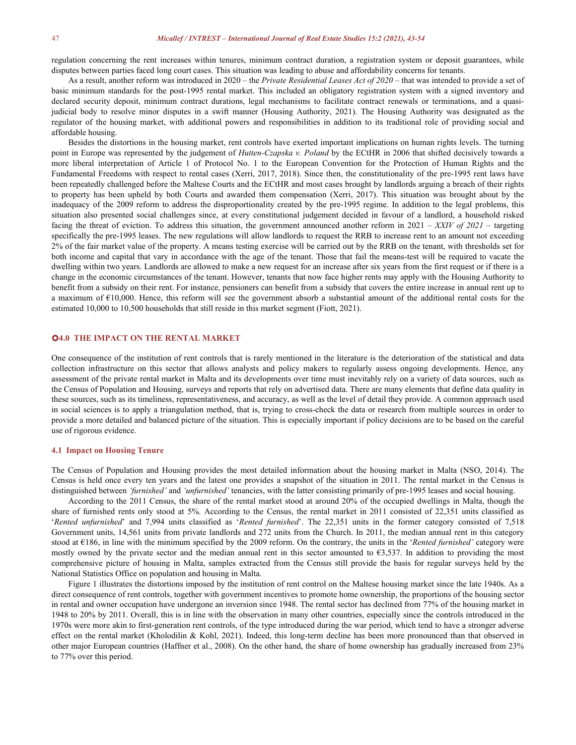regulation concerning the rent increases within tenures, minimum contract duration, a registration system or deposit guarantees, while disputes between parties faced long court cases. This situation was leading to abuse and affordability concerns for tenants.

As a result, another reform was introduced in 2020 – the *Private Residential Leases Act of 2020* – that was intended to provide a set of basic minimum standards for the post-1995 rental market. This included an obligatory registration system with a signed inventory and declared security deposit, minimum contract durations, legal mechanisms to facilitate contract renewals or terminations, and a quasi-judicial body to resolve minor disputes in a swift manner (Housing Authority, 2021). The Housing Authority was designated as the regulator of the housing market, with additional powers and responsibilities in addition to its traditional role of providing social and affordable housing.

Besides the distortions in the housing market, rent controls have exerted important implications on human rights levels. The turning point in Europe was represented by the judgement of *Hutten-Czapska v. Poland* by the ECtHR in 2006 that shifted decisively towards a more liberal interpretation of Article 1 of Protocol No. 1 to the European Convention for the Protection of Human Rights and the Fundamental Freedoms with respect to rental cases (Xerri, 2017, 2018). Since then, the constitutionality of the pre-1995 rent laws have been repeatedly challenged before the Maltese Courts and the ECtHR and most cases brought by landlords arguing a breach of their rights to property has been upheld by both Courts and awarded them compensation (Xerri, 2017). This situation was brought about by the inadequacy of the 2009 reform to address the disproportionality created by the pre-1995 regime. In addition to the legal problems, this situation also presented social challenges since, at every constitutional judgement decided in favour of a landlord, a household risked facing the threat of eviction. To address this situation, the government announced another reform in 2021 – *XXIV of 2021* – targeting specifically the pre-1995 leases. The new regulations will allow landlords to request the RRB to increase rent to an amount not exceeding 2% of the fair market value of the property. A means testing exercise will be carried out by the RRB on the tenant, with thresholds set for both income and capital that vary in accordance with the age of the tenant. Those that fail the means-test will be required to vacate the dwelling within two years. Landlords are allowed to make a new request for an increase after six years from the first request or if there is a change in the economic circumstances of the tenant. However, tenants that now face higher rents may apply with the Housing Authority to benefit from a subsidy on their rent. For instance, pensioners can benefit from a subsidy that covers the entire increase in annual rent up to a maximum of €10,000. Hence, this reform will see the government absorb a substantial amount of the additional rental costs for the estimated 10,000 to 10,500 households that still reside in this market segment (Fiott, 2021).

## 4.0 THE IMPACT ON THE RENTAL MARKET

One consequence of the institution of rent controls that is rarely mentioned in the literature is the deterioration of the statistical and data collection infrastructure on this sector that allows analysts and policy makers to regularly assess ongoing developments. Hence, any assessment of the private rental market in Malta and its developments over time must inevitably rely on a variety of data sources, such as the Census of Population and Housing, surveys and reports that rely on advertised data. There are many elements that define data quality in these sources, such as its timeliness, representativeness, and accuracy, as well as the level of detail they provide. A common approach used in social sciences is to apply a triangulation method, that is, trying to cross-check the data or research from multiple sources in order to provide a more detailed and balanced picture of the situation. This is especially important if policy decisions are to be based on the careful use of rigorous evidence.

### 4.1 Impact on Housing Tenure

The Census of Population and Housing provides the most detailed information about the housing market in Malta (NSO, 2014). The Census is held once every ten years and the latest one provides a snapshot of the situation in 2011. The rental market in the Census is distinguished between *'furnished'* and *'unfurnished'* tenancies, with the latter consisting primarily of pre-1995 leases and social housing.

According to the 2011 Census, the share of the rental market stood at around 20% of the occupied dwellings in Malta, though the share of furnished rents only stood at 5%. According to the Census, the rental market in 2011 consisted of 22,351 units classified as '*Rented unfurnished*' and 7,994 units classified as '*Rented furnished*'. The 22,351 units in the former category consisted of 7,518 Government units, 14,561 units from private landlords and 272 units from the Church. In 2011, the median annual rent in this category stood at €186, in line with the minimum specified by the 2009 reform. On the contrary, the units in the '*Rented furnished'* category were mostly owned by the private sector and the median annual rent in this sector amounted to €3,537. In addition to providing the most comprehensive picture of housing in Malta, samples extracted from the Census still provide the basis for regular surveys held by the National Statistics Office on population and housing in Malta.

Figure 1 illustrates the distortions imposed by the institution of rent control on the Maltese housing market since the late 1940s. As a direct consequence of rent controls, together with government incentives to promote home ownership, the proportions of the housing sector in rental and owner occupation have undergone an inversion since 1948. The rental sector has declined from 77% of the housing market in 1948 to 20% by 2011. Overall, this is in line with the observation in many other countries, especially since the controls introduced in the 1970s were more akin to first-generation rent controls, of the type introduced during the war period, which tend to have a stronger adverse effect on the rental market (Kholodilin & Kohl, 2021). Indeed, this long-term decline has been more pronounced than that observed in other major European countries (Haffner et al., 2008). On the other hand, the share of home ownership has gradually increased from 23% to 77% over this period.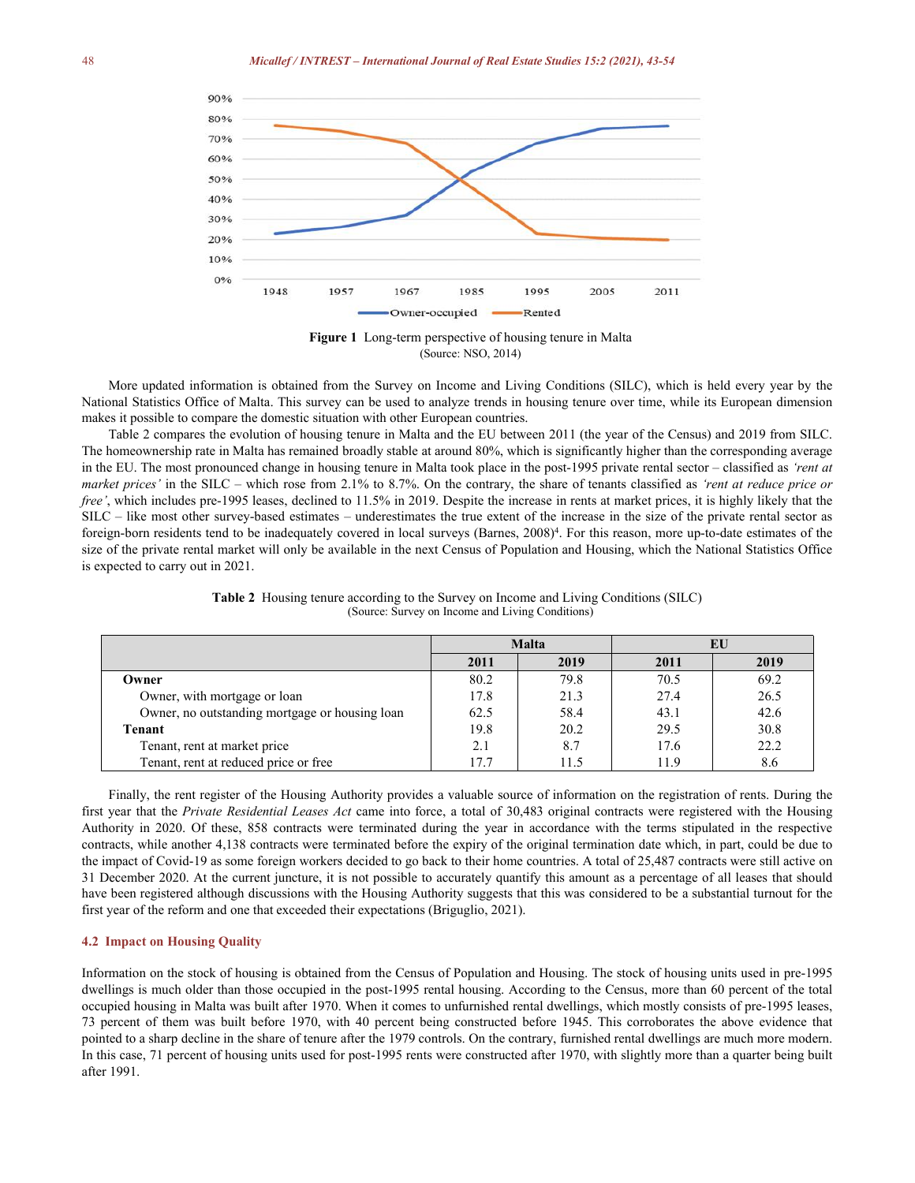**Figure 1** Long-term perspective of housing tenure in Malta
(Source: NSO, 2014)

More updated information is obtained from the Survey on Income and Living Conditions (SILC), which is held every year by the National Statistics Office of Malta. This survey can be used to analyze trends in housing tenure over time, while its European dimension makes it possible to compare the domestic situation with other European countries.

Table 2 compares the evolution of housing tenure in Malta and the EU between 2011 (the year of the Census) and 2019 from SILC. The homeownership rate in Malta has remained broadly stable at around 80%, which is significantly higher than the corresponding average in the EU. The most pronounced change in housing tenure in Malta took place in the post-1995 private rental sector – classified as *'rent at market prices'* in the SILC – which rose from 2.1% to 8.7%. On the contrary, the share of tenants classified as *'rent at reduce price or free'*, which includes pre-1995 leases, declined to 11.5% in 2019. Despite the increase in rents at market prices, it is highly likely that the SILC – like most other survey-based estimates – underestimates the true extent of the increase in the size of the private rental sector as foreign-born residents tend to be inadequately covered in local surveys (Barnes, 2008)[4]. For this reason, more up-to-date estimates of the size of the private rental market will only be available in the next Census of Population and Housing, which the National Statistics Office is expected to carry out in 2021.

**Table 2** Housing tenure according to the Survey on Income and Living Conditions (SILC)
(Source: Survey on Income and Living Conditions)

| | Malta | | EU | |
|---|---|---|---|---|
| | **2011** | **2019** | **2011** | **2019** |
| **Owner** | 80.2 | 79.8 | 70.5 | 69.2 |
| Owner, with mortgage or loan | 17.8 | 21.3 | 27.4 | 26.5 |
| Owner, no outstanding mortgage or housing loan | 62.5 | 58.4 | 43.1 | 42.6 |
| **Tenant** | 19.8 | 20.2 | 29.5 | 30.8 |
| Tenant, rent at market price | 2.1 | 8.7 | 17.6 | 22.2 |
| Tenant, rent at reduced price or free | 17.7 | 11.5 | 11.9 | 8.6 |

Finally, the rent register of the Housing Authority provides a valuable source of information on the registration of rents. During the first year that the *Private Residential Leases Act* came into force, a total of 30,483 original contracts were registered with the Housing Authority in 2020. Of these, 858 contracts were terminated during the year in accordance with the terms stipulated in the respective contracts, while another 4,138 contracts were terminated before the expiry of the original termination date which, in part, could be due to the impact of Covid-19 as some foreign workers decided to go back to their home countries. A total of 25,487 contracts were still active on 31 December 2020. At the current juncture, it is not possible to accurately quantify this amount as a percentage of all leases that should have been registered although discussions with the Housing Authority suggests that this was considered to be a substantial turnout for the first year of the reform and one that exceeded their expectations (Briguglio, 2021).

### 4.2 Impact on Housing Quality

Information on the stock of housing is obtained from the Census of Population and Housing. The stock of housing units used in pre-1995 dwellings is much older than those occupied in the post-1995 rental housing. According to the Census, more than 60 percent of the total occupied housing in Malta was built after 1970. When it comes to unfurnished rental dwellings, which mostly consists of pre-1995 leases, 73 percent of them was built before 1970, with 40 percent being constructed before 1945. This corroborates the above evidence that pointed to a sharp decline in the share of tenure after the 1979 controls. On the contrary, furnished rental dwellings are much more modern. In this case, 71 percent of housing units used for post-1995 rents were constructed after 1970, with slightly more than a quarter being built after 1991.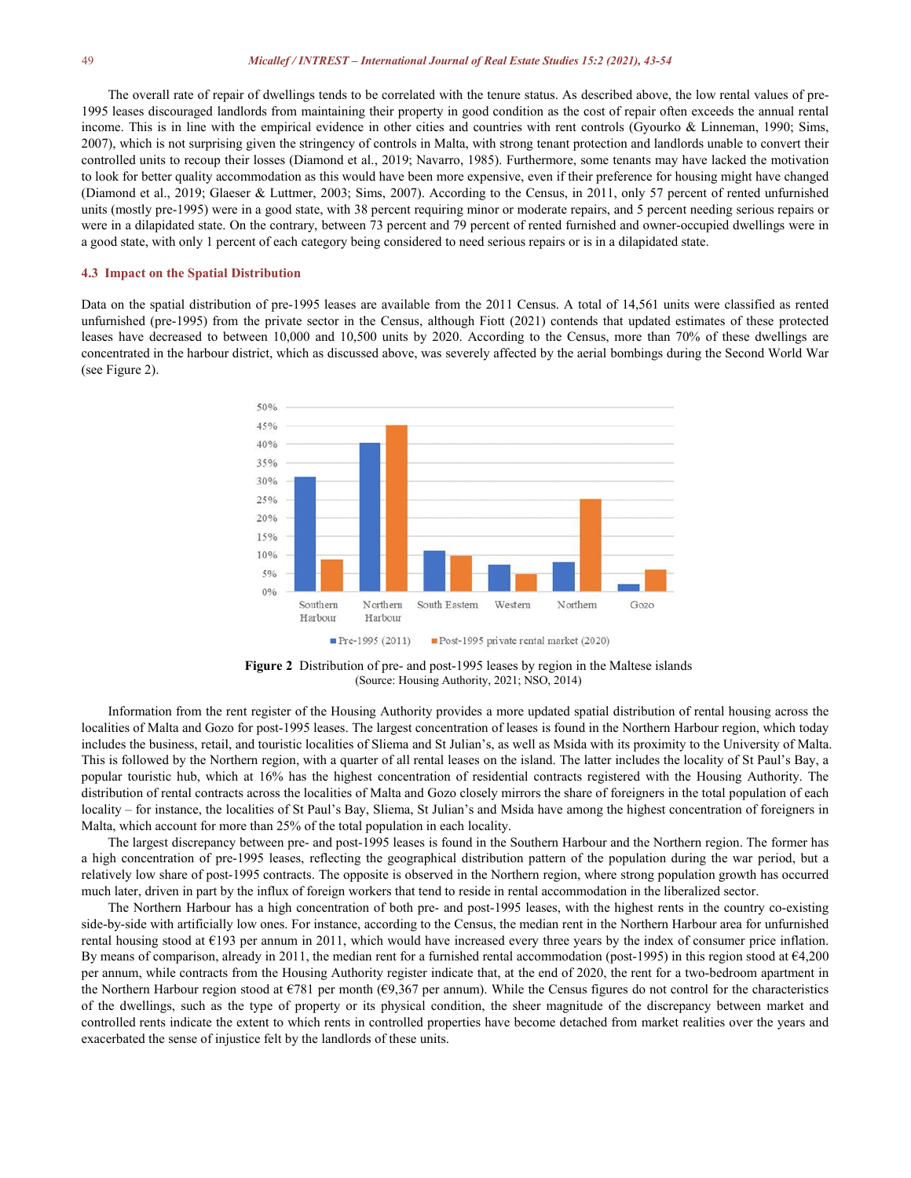The overall rate of repair of dwellings tends to be correlated with the tenure status. As described above, the low rental values of pre-1995 leases discouraged landlords from maintaining their property in good condition as the cost of repair often exceeds the annual rental income. This is in line with the empirical evidence in other cities and countries with rent controls (Gyourko & Linneman, 1990; Sims, 2007), which is not surprising given the stringency of controls in Malta, with strong tenant protection and landlords unable to convert their controlled units to recoup their losses (Diamond et al., 2019; Navarro, 1985). Furthermore, some tenants may have lacked the motivation to look for better quality accommodation as this would have been more expensive, even if their preference for housing might have changed (Diamond et al., 2019; Glaeser & Luttmer, 2003; Sims, 2007). According to the Census, in 2011, only 57 percent of rented unfurnished units (mostly pre-1995) were in a good state, with 38 percent requiring minor or moderate repairs, and 5 percent needing serious repairs or were in a dilapidated state. On the contrary, between 73 percent and 79 percent of rented furnished and owner-occupied dwellings were in a good state, with only 1 percent of each category being considered to need serious repairs or is in a dilapidated state.

### 4.3 Impact on the Spatial Distribution

Data on the spatial distribution of pre-1995 leases are available from the 2011 Census. A total of 14,561 units were classified as rented unfurnished (pre-1995) from the private sector in the Census, although Fiott (2021) contends that updated estimates of these protected leases have decreased to between 10,000 and 10,500 units by 2020. According to the Census, more than 70% of these dwellings are concentrated in the harbour district, which as discussed above, was severely affected by the aerial bombings during the Second World War (see Figure 2).

| Region | Pre-1995 (2011) | Post-1995 private rental market (2020) |
|---|---|---|
| Southern Harbour | ~31% | ~9% |
| Northern Harbour | ~40% | ~45% |
| South Eastern | ~11% | ~10% |
| Western | ~7% | ~5% |
| Northern | ~8% | ~25% |
| Gozo | ~2% | ~6% |

**Figure 2** Distribution of pre- and post-1995 leases by region in the Maltese islands
(Source: Housing Authority, 2021; NSO, 2014)

Information from the rent register of the Housing Authority provides a more updated spatial distribution of rental housing across the localities of Malta and Gozo for post-1995 leases. The largest concentration of leases is found in the Northern Harbour region, which today includes the business, retail, and touristic localities of Sliema and St Julian's, as well as Msida with its proximity to the University of Malta. This is followed by the Northern region, with a quarter of all rental leases on the island. The latter includes the locality of St Paul's Bay, a popular touristic hub, which at 16% has the highest concentration of residential contracts registered with the Housing Authority. The distribution of rental contracts across the localities of Malta and Gozo closely mirrors the share of foreigners in the total population of each locality – for instance, the localities of St Paul's Bay, Sliema, St Julian's and Msida have among the highest concentration of foreigners in Malta, which account for more than 25% of the total population in each locality.

The largest discrepancy between pre- and post-1995 leases is found in the Southern Harbour and the Northern region. The former has a high concentration of pre-1995 leases, reflecting the geographical distribution pattern of the population during the war period, but a relatively low share of post-1995 contracts. The opposite is observed in the Northern region, where strong population growth has occurred much later, driven in part by the influx of foreign workers that tend to reside in rental accommodation in the liberalized sector.

The Northern Harbour has a high concentration of both pre- and post-1995 leases, with the highest rents in the country co-existing side-by-side with artificially low ones. For instance, according to the Census, the median rent in the Northern Harbour area for unfurnished rental housing stood at €193 per annum in 2011, which would have increased every three years by the index of consumer price inflation. By means of comparison, already in 2011, the median rent for a furnished rental accommodation (post-1995) in this region stood at €4,200 per annum, while contracts from the Housing Authority register indicate that, at the end of 2020, the rent for a two-bedroom apartment in the Northern Harbour region stood at €781 per month (€9,367 per annum). While the Census figures do not control for the characteristics of the dwellings, such as the type of property or its physical condition, the sheer magnitude of the discrepancy between market and controlled rents indicate the extent to which rents in controlled properties have become detached from market realities over the years and exacerbated the sense of injustice felt by the landlords of these units.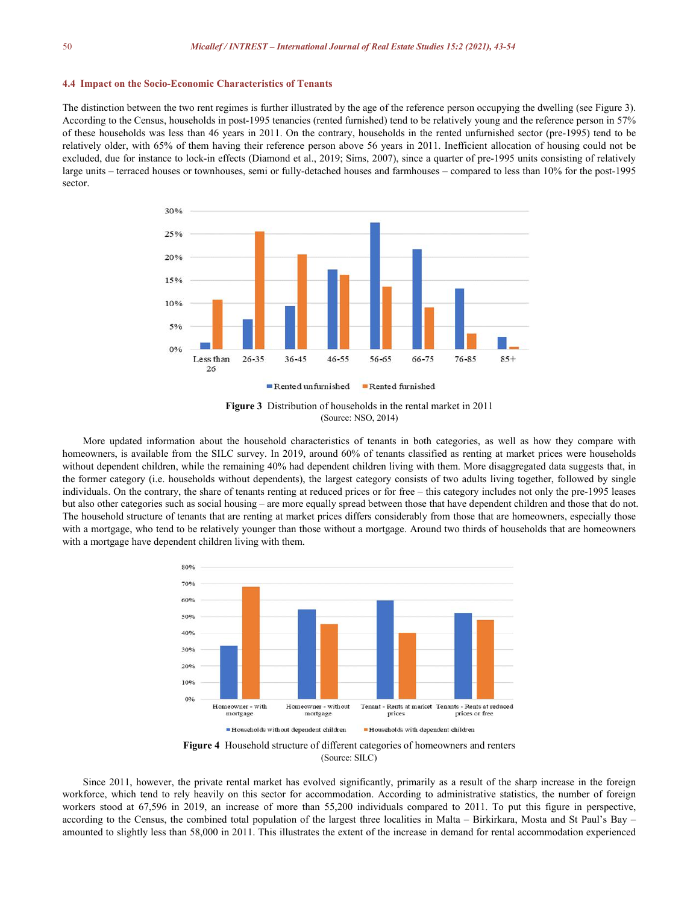### 4.4 Impact on the Socio-Economic Characteristics of Tenants

The distinction between the two rent regimes is further illustrated by the age of the reference person occupying the dwelling (see Figure 3). According to the Census, households in post-1995 tenancies (rented furnished) tend to be relatively young and the reference person in 57% of these households was less than 46 years in 2011. On the contrary, households in the rented unfurnished sector (pre-1995) tend to be relatively older, with 65% of them having their reference person above 56 years in 2011. Inefficient allocation of housing could not be excluded, due for instance to lock-in effects (Diamond et al., 2019; Sims, 2007), since a quarter of pre-1995 units consisting of relatively large units – terraced houses or townhouses, semi or fully-detached houses and farmhouses – compared to less than 10% for the post-1995 sector.

**Figure 3** Distribution of households in the rental market in 2011
(Source: NSO, 2014)

More updated information about the household characteristics of tenants in both categories, as well as how they compare with homeowners, is available from the SILC survey. In 2019, around 60% of tenants classified as renting at market prices were households without dependent children, while the remaining 40% had dependent children living with them. More disaggregated data suggests that, in the former category (i.e. households without dependents), the largest category consists of two adults living together, followed by single individuals. On the contrary, the share of tenants renting at reduced prices or for free – this category includes not only the pre-1995 leases but also other categories such as social housing – are more equally spread between those that have dependent children and those that do not. The household structure of tenants that are renting at market prices differs considerably from those that are homeowners, especially those with a mortgage, who tend to be relatively younger than those without a mortgage. Around two thirds of households that are homeowners with a mortgage have dependent children living with them.

**Figure 4** Household structure of different categories of homeowners and renters
(Source: SILC)

Since 2011, however, the private rental market has evolved significantly, primarily as a result of the sharp increase in the foreign workforce, which tend to rely heavily on this sector for accommodation. According to administrative statistics, the number of foreign workers stood at 67,596 in 2019, an increase of more than 55,200 individuals compared to 2011. To put this figure in perspective, according to the Census, the combined total population of the largest three localities in Malta – Birkirkara, Mosta and St Paul's Bay – amounted to slightly less than 58,000 in 2011. This illustrates the extent of the increase in demand for rental accommodation experienced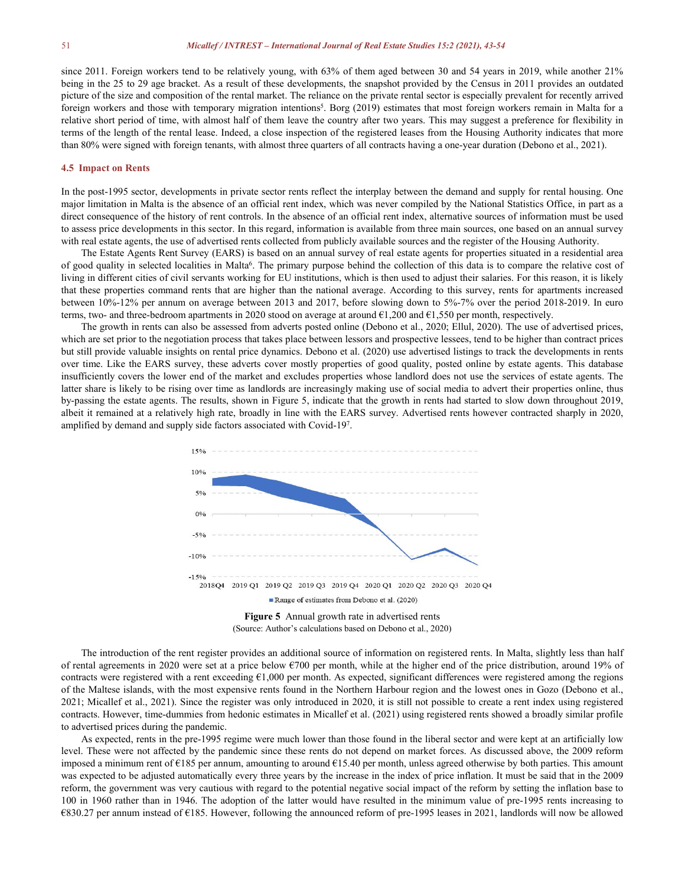since 2011. Foreign workers tend to be relatively young, with 63% of them aged between 30 and 54 years in 2019, while another 21% being in the 25 to 29 age bracket. As a result of these developments, the snapshot provided by the Census in 2011 provides an outdated picture of the size and composition of the rental market. The reliance on the private rental sector is especially prevalent for recently arrived foreign workers and those with temporary migration intentions[5]. Borg (2019) estimates that most foreign workers remain in Malta for a relative short period of time, with almost half of them leave the country after two years. This may suggest a preference for flexibility in terms of the length of the rental lease. Indeed, a close inspection of the registered leases from the Housing Authority indicates that more than 80% were signed with foreign tenants, with almost three quarters of all contracts having a one-year duration (Debono et al., 2021).

### 4.5 Impact on Rents

In the post-1995 sector, developments in private sector rents reflect the interplay between the demand and supply for rental housing. One major limitation in Malta is the absence of an official rent index, which was never compiled by the National Statistics Office, in part as a direct consequence of the history of rent controls. In the absence of an official rent index, alternative sources of information must be used to assess price developments in this sector. In this regard, information is available from three main sources, one based on an annual survey with real estate agents, the use of advertised rents collected from publicly available sources and the register of the Housing Authority.

The Estate Agents Rent Survey (EARS) is based on an annual survey of real estate agents for properties situated in a residential area of good quality in selected localities in Malta[6]. The primary purpose behind the collection of this data is to compare the relative cost of living in different cities of civil servants working for EU institutions, which is then used to adjust their salaries. For this reason, it is likely that these properties command rents that are higher than the national average. According to this survey, rents for apartments increased between 10%-12% per annum on average between 2013 and 2017, before slowing down to 5%-7% over the period 2018-2019. In euro terms, two- and three-bedroom apartments in 2020 stood on average at around €1,200 and €1,550 per month, respectively.

The growth in rents can also be assessed from adverts posted online (Debono et al., 2020; Ellul, 2020). The use of advertised prices, which are set prior to the negotiation process that takes place between lessors and prospective lessees, tend to be higher than contract prices but still provide valuable insights on rental price dynamics. Debono et al. (2020) use advertised listings to track the developments in rents over time. Like the EARS survey, these adverts cover mostly properties of good quality, posted online by estate agents. This database insufficiently covers the lower end of the market and excludes properties whose landlord does not use the services of estate agents. The latter share is likely to be rising over time as landlords are increasingly making use of social media to advert their properties online, thus by-passing the estate agents. The results, shown in Figure 5, indicate that the growth in rents had started to slow down throughout 2019, albeit it remained at a relatively high rate, broadly in line with the EARS survey. Advertised rents however contracted sharply in 2020, amplified by demand and supply side factors associated with Covid-19[7].

**Figure 5** Annual growth rate in advertised rents
(Source: Author's calculations based on Debono et al., 2020)

The introduction of the rent register provides an additional source of information on registered rents. In Malta, slightly less than half of rental agreements in 2020 were set at a price below €700 per month, while at the higher end of the price distribution, around 19% of contracts were registered with a rent exceeding €1,000 per month. As expected, significant differences were registered among the regions of the Maltese islands, with the most expensive rents found in the Northern Harbour region and the lowest ones in Gozo (Debono et al., 2021; Micallef et al., 2021). Since the register was only introduced in 2020, it is still not possible to create a rent index using registered contracts. However, time-dummies from hedonic estimates in Micallef et al. (2021) using registered rents showed a broadly similar profile to advertised prices during the pandemic.

As expected, rents in the pre-1995 regime were much lower than those found in the liberal sector and were kept at an artificially low level. These were not affected by the pandemic since these rents do not depend on market forces. As discussed above, the 2009 reform imposed a minimum rent of €185 per annum, amounting to around €15.40 per month, unless agreed otherwise by both parties. This amount was expected to be adjusted automatically every three years by the increase in the index of price inflation. It must be said that in the 2009 reform, the government was very cautious with regard to the potential negative social impact of the reform by setting the inflation base to 100 in 1960 rather than in 1946. The adoption of the latter would have resulted in the minimum value of pre-1995 rents increasing to €830.27 per annum instead of €185. However, following the announced reform of pre-1995 leases in 2021, landlords will now be allowed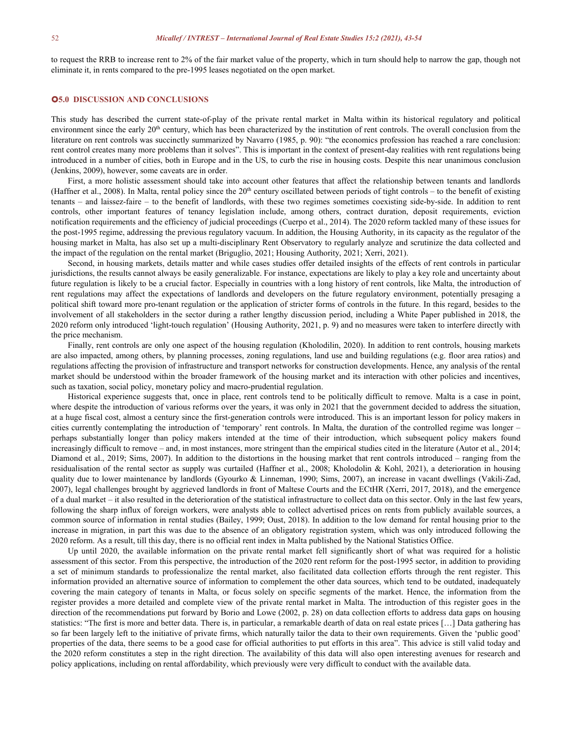to request the RRB to increase rent to 2% of the fair market value of the property, which in turn should help to narrow the gap, though not eliminate it, in rents compared to the pre-1995 leases negotiated on the open market.

## 5.0 DISCUSSION AND CONCLUSIONS

This study has described the current state-of-play of the private rental market in Malta within its historical regulatory and political environment since the early 20th century, which has been characterized by the institution of rent controls. The overall conclusion from the literature on rent controls was succinctly summarized by Navarro (1985, p. 90): "the economics profession has reached a rare conclusion: rent control creates many more problems than it solves". This is important in the context of present-day realities with rent regulations being introduced in a number of cities, both in Europe and in the US, to curb the rise in housing costs. Despite this near unanimous conclusion (Jenkins, 2009), however, some caveats are in order.

First, a more holistic assessment should take into account other features that affect the relationship between tenants and landlords (Haffner et al., 2008). In Malta, rental policy since the 20th century oscillated between periods of tight controls – to the benefit of existing tenants – and laissez-faire – to the benefit of landlords, with these two regimes sometimes coexisting side-by-side. In addition to rent controls, other important features of tenancy legislation include, among others, contract duration, deposit requirements, eviction notification requirements and the efficiency of judicial proceedings (Cuerpo et al., 2014). The 2020 reform tackled many of these issues for the post-1995 regime, addressing the previous regulatory vacuum. In addition, the Housing Authority, in its capacity as the regulator of the housing market in Malta, has also set up a multi-disciplinary Rent Observatory to regularly analyze and scrutinize the data collected and the impact of the regulation on the rental market (Briguglio, 2021; Housing Authority, 2021; Xerri, 2021).

Second, in housing markets, details matter and while cases studies offer detailed insights of the effects of rent controls in particular jurisdictions, the results cannot always be easily generalizable. For instance, expectations are likely to play a key role and uncertainty about future regulation is likely to be a crucial factor. Especially in countries with a long history of rent controls, like Malta, the introduction of rent regulations may affect the expectations of landlords and developers on the future regulatory environment, potentially presaging a political shift toward more pro-tenant regulation or the application of stricter forms of controls in the future. In this regard, besides to the involvement of all stakeholders in the sector during a rather lengthy discussion period, including a White Paper published in 2018, the 2020 reform only introduced 'light-touch regulation' (Housing Authority, 2021, p. 9) and no measures were taken to interfere directly with the price mechanism.

Finally, rent controls are only one aspect of the housing regulation (Kholodilin, 2020). In addition to rent controls, housing markets are also impacted, among others, by planning processes, zoning regulations, land use and building regulations (e.g. floor area ratios) and regulations affecting the provision of infrastructure and transport networks for construction developments. Hence, any analysis of the rental market should be understood within the broader framework of the housing market and its interaction with other policies and incentives, such as taxation, social policy, monetary policy and macro-prudential regulation.

Historical experience suggests that, once in place, rent controls tend to be politically difficult to remove. Malta is a case in point, where despite the introduction of various reforms over the years, it was only in 2021 that the government decided to address the situation, at a huge fiscal cost, almost a century since the first-generation controls were introduced. This is an important lesson for policy makers in cities currently contemplating the introduction of 'temporary' rent controls. In Malta, the duration of the controlled regime was longer – perhaps substantially longer than policy makers intended at the time of their introduction, which subsequent policy makers found increasingly difficult to remove – and, in most instances, more stringent than the empirical studies cited in the literature (Autor et al., 2014; Diamond et al., 2019; Sims, 2007). In addition to the distortions in the housing market that rent controls introduced – ranging from the residualisation of the rental sector as supply was curtailed (Haffner et al., 2008; Kholodolin & Kohl, 2021), a deterioration in housing quality due to lower maintenance by landlords (Gyourko & Linneman, 1990; Sims, 2007), an increase in vacant dwellings (Vakili-Zad, 2007), legal challenges brought by aggrieved landlords in front of Maltese Courts and the ECtHR (Xerri, 2017, 2018), and the emergence of a dual market – it also resulted in the deterioration of the statistical infrastructure to collect data on this sector. Only in the last few years, following the sharp influx of foreign workers, were analysts able to collect advertised prices on rents from publicly available sources, a common source of information in rental studies (Bailey, 1999; Oust, 2018). In addition to the low demand for rental housing prior to the increase in migration, in part this was due to the absence of an obligatory registration system, which was only introduced following the 2020 reform. As a result, till this day, there is no official rent index in Malta published by the National Statistics Office.

Up until 2020, the available information on the private rental market fell significantly short of what was required for a holistic assessment of this sector. From this perspective, the introduction of the 2020 rent reform for the post-1995 sector, in addition to providing a set of minimum standards to professionalize the rental market, also facilitated data collection efforts through the rent register. This information provided an alternative source of information to complement the other data sources, which tend to be outdated, inadequately covering the main category of tenants in Malta, or focus solely on specific segments of the market. Hence, the information from the register provides a more detailed and complete view of the private rental market in Malta. The introduction of this register goes in the direction of the recommendations put forward by Borio and Lowe (2002, p. 28) on data collection efforts to address data gaps on housing statistics: "The first is more and better data. There is, in particular, a remarkable dearth of data on real estate prices […] Data gathering has so far been largely left to the initiative of private firms, which naturally tailor the data to their own requirements. Given the 'public good' properties of the data, there seems to be a good case for official authorities to put efforts in this area". This advice is still valid today and the 2020 reform constitutes a step in the right direction. The availability of this data will also open interesting avenues for research and policy applications, including on rental affordability, which previously were very difficult to conduct with the available data.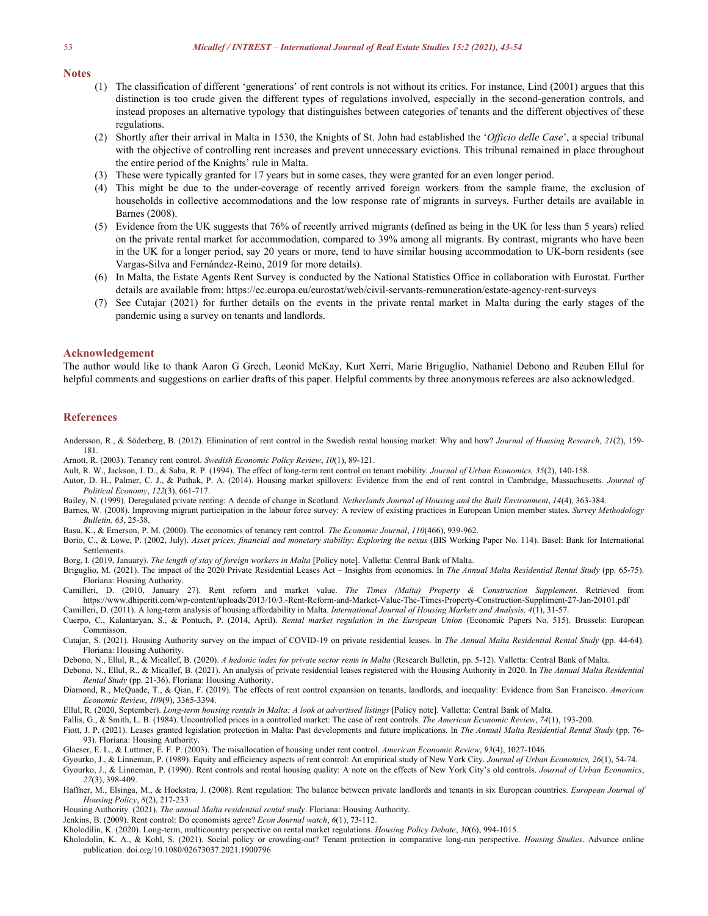## Notes

(1) The classification of different 'generations' of rent controls is not without its critics. For instance, Lind (2001) argues that this distinction is too crude given the different types of regulations involved, especially in the second-generation controls, and instead proposes an alternative typology that distinguishes between categories of tenants and the different objectives of these regulations.

(2) Shortly after their arrival in Malta in 1530, the Knights of St. John had established the '*Officio delle Case*', a special tribunal with the objective of controlling rent increases and prevent unnecessary evictions. This tribunal remained in place throughout the entire period of the Knights' rule in Malta.

(3) These were typically granted for 17 years but in some cases, they were granted for an even longer period.

(4) This might be due to the under-coverage of recently arrived foreign workers from the sample frame, the exclusion of households in collective accommodations and the low response rate of migrants in surveys. Further details are available in Barnes (2008).

(5) Evidence from the UK suggests that 76% of recently arrived migrants (defined as being in the UK for less than 5 years) relied on the private rental market for accommodation, compared to 39% among all migrants. By contrast, migrants who have been in the UK for a longer period, say 20 years or more, tend to have similar housing accommodation to UK-born residents (see Vargas-Silva and Fernández-Reino, 2019 for more details).

(6) In Malta, the Estate Agents Rent Survey is conducted by the National Statistics Office in collaboration with Eurostat. Further details are available from: https://ec.europa.eu/eurostat/web/civil-servants-remuneration/estate-agency-rent-surveys

(7) See Cutajar (2021) for further details on the events in the private rental market in Malta during the early stages of the pandemic using a survey on tenants and landlords.

## Acknowledgement

The author would like to thank Aaron G Grech, Leonid McKay, Kurt Xerri, Marie Briguglio, Nathaniel Debono and Reuben Ellul for helpful comments and suggestions on earlier drafts of this paper. Helpful comments by three anonymous referees are also acknowledged.

## References

Andersson, R., & Söderberg, B. (2012). Elimination of rent control in the Swedish rental housing market: Why and how? *Journal of Housing Research*, *21*(2), 159-181.

Arnott, R. (2003). Tenancy rent control. *Swedish Economic Policy Review*, *10*(1), 89-121.

Ault, R. W., Jackson, J. D., & Saba, R. P. (1994). The effect of long-term rent control on tenant mobility. *Journal of Urban Economics, 35*(2), 140-158.

Autor, D. H., Palmer, C. J., & Pathak, P. A. (2014). Housing market spillovers: Evidence from the end of rent control in Cambridge, Massachusetts. *Journal of Political Economy*, *122*(3), 661-717.

Bailey, N. (1999). Deregulated private renting: A decade of change in Scotland. *Netherlands Journal of Housing and the Built Environment*, *14*(4), 363-384.

Barnes, W. (2008). Improving migrant participation in the labour force survey: A review of existing practices in European Union member states. *Survey Methodology Bulletin, 63*, 25-38.

Basu, K., & Emerson, P. M. (2000). The economics of tenancy rent control. *The Economic Journal*, *110*(466), 939-962.

Borio, C., & Lowe, P. (2002, July). *Asset prices, financial and monetary stability: Exploring the nexus* (BIS Working Paper No. 114). Basel: Bank for International Settlements.

Borg, I. (2019, January). *The length of stay of foreign workers in Malta* [Policy note]. Valletta: Central Bank of Malta.

Briguglio, M. (2021). The impact of the 2020 Private Residential Leases Act – Insights from economics. In *The Annual Malta Residential Rental Study* (pp. 65-75). Floriana: Housing Authority.

Camilleri, D. (2010, January 27). Rent reform and market value. *The Times (Malta) Property & Construction Supplement.* Retrieved from https://www.dhiperiti.com/wp-content/uploads/2013/10/3.-Rent-Reform-and-Market-Value-The-Times-Property-Construction-Suppliment-27-Jan-20101.pdf

Camilleri, D. (2011). A long-term analysis of housing affordability in Malta. *International Journal of Housing Markets and Analysis, 4*(1), 31-57.

Cuerpo, C., Kalantaryan, S., & Pontuch, P. (2014, April). *Rental market regulation in the European Union* (Economic Papers No. 515). Brussels: European Commisson.

Cutajar, S. (2021). Housing Authority survey on the impact of COVID-19 on private residential leases. In *The Annual Malta Residential Rental Study* (pp. 44-64). Floriana: Housing Authority.

Debono, N., Ellul, R., & Micallef, B. (2020). *A hedonic index for private sector rents in Malta* (Research Bulletin, pp. 5-12). Valletta: Central Bank of Malta.

Debono, N., Ellul, R., & Micallef, B. (2021). An analysis of private residential leases registered with the Housing Authority in 2020. In *The Annual Malta Residential Rental Study* (pp. 21-36). Floriana: Housing Authority.

Diamond, R., McQuade, T., & Qian, F. (2019). The effects of rent control expansion on tenants, landlords, and inequality: Evidence from San Francisco. *American Economic Review*, *109*(9), 3365-3394.

Ellul, R. (2020, September). *Long-term housing rentals in Malta: A look at advertised listings* [Policy note]. Valletta: Central Bank of Malta.

Fallis, G., & Smith, L. B. (1984). Uncontrolled prices in a controlled market: The case of rent controls. *The American Economic Review*, *74*(1), 193-200.

Fiott, J. P. (2021). Leases granted legislation protection in Malta: Past developments and future implications. In *The Annual Malta Residential Rental Study* (pp. 76-93). Floriana: Housing Authority.

Glaeser, E. L., & Luttmer, E. F. P. (2003). The misallocation of housing under rent control. *American Economic Review*, *93*(4), 1027-1046.

Gyourko, J., & Linneman, P. (1989). Equity and efficiency aspects of rent control: An empirical study of New York City. *Journal of Urban Economics, 26*(1), 54-74.

Gyourko, J., & Linneman, P. (1990). Rent controls and rental housing quality: A note on the effects of New York City's old controls. *Journal of Urban Economics*, *27*(3), 398-409.

Haffner, M., Elsinga, M., & Hoekstra, J. (2008). Rent regulation: The balance between private landlords and tenants in six European countries. *European Journal of Housing Policy*, *8*(2), 217-233

Housing Authority. (2021). *The annual Malta residential rental study*. Floriana: Housing Authority.

Jenkins, B. (2009). Rent control: Do economists agree? *Econ Journal watch*, *6*(1), 73-112.

Kholodilin, K. (2020). Long-term, multicountry perspective on rental market regulations. *Housing Policy Debate*, *30*(6), 994-1015.

Kholodilin, K. A., & Kohl, S. (2021). Social policy or crowding-out? Tenant protection in comparative long-run perspective. *Housing Studies*. Advance online publication. doi.org/10.1080/02673037.2021.1900796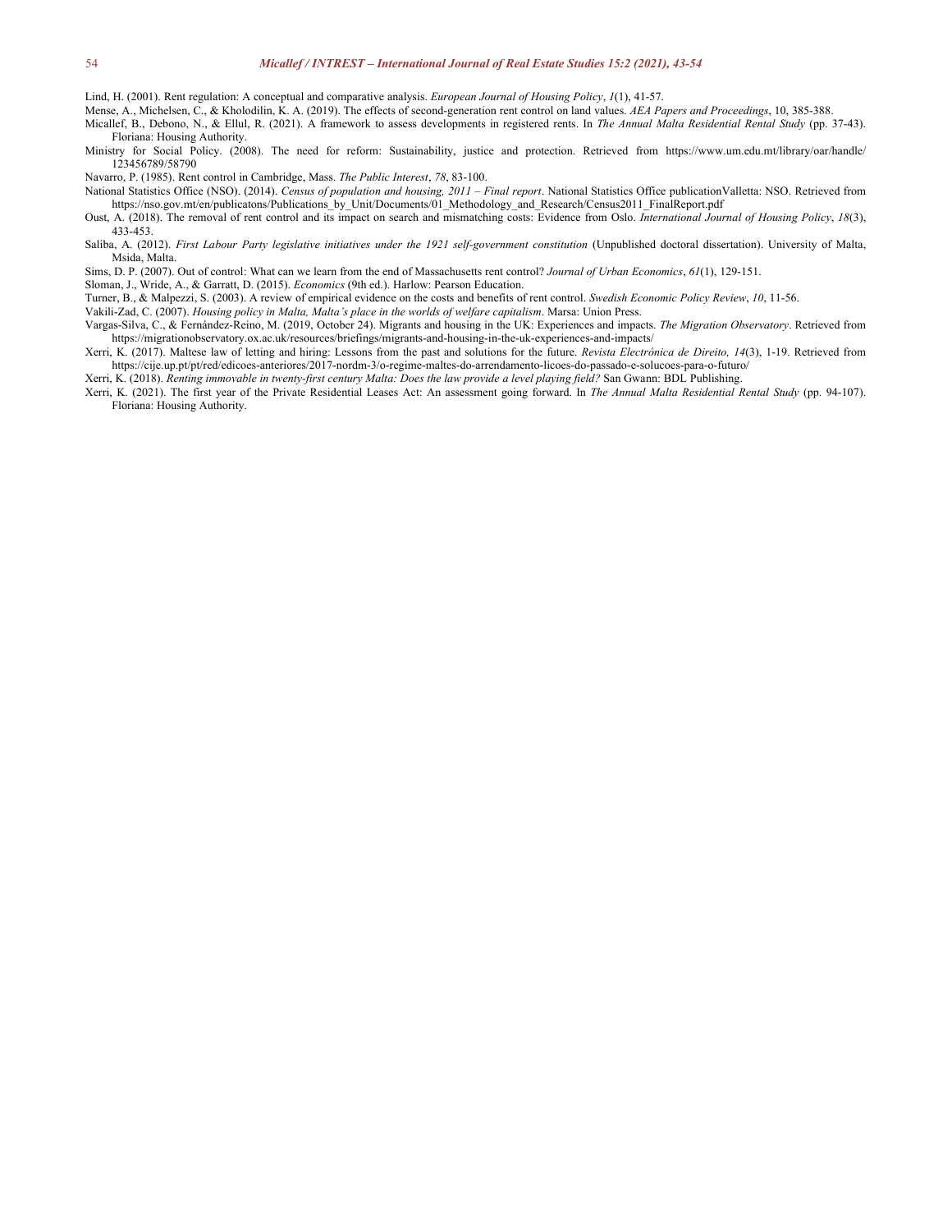Lind, H. (2001). Rent regulation: A conceptual and comparative analysis. *European Journal of Housing Policy*, *1*(1), 41-57.

Mense, A., Michelsen, C., & Kholodilin, K. A. (2019). The effects of second-generation rent control on land values. *AEA Papers and Proceedings*, 10, 385-388.

Micallef, B., Debono, N., & Ellul, R. (2021). A framework to assess developments in registered rents. In *The Annual Malta Residential Rental Study* (pp. 37-43). Floriana: Housing Authority.

Ministry for Social Policy. (2008). The need for reform: Sustainability, justice and protection. Retrieved from https://www.um.edu.mt/library/oar/handle/123456789/58790

Navarro, P. (1985). Rent control in Cambridge, Mass. *The Public Interest*, *78*, 83-100.

National Statistics Office (NSO). (2014). *Census of population and housing, 2011 – Final report*. National Statistics Office publicationValletta: NSO. Retrieved from https://nso.gov.mt/en/publicatons/Publications_by_Unit/Documents/01_Methodology_and_Research/Census2011_FinalReport.pdf

Oust, A. (2018). The removal of rent control and its impact on search and mismatching costs: Evidence from Oslo. *International Journal of Housing Policy*, *18*(3), 433-453.

Saliba, A. (2012). *First Labour Party legislative initiatives under the 1921 self-government constitution* (Unpublished doctoral dissertation). University of Malta, Msida, Malta.

Sims, D. P. (2007). Out of control: What can we learn from the end of Massachusetts rent control? *Journal of Urban Economics*, *61*(1), 129-151.

Sloman, J., Wride, A., & Garratt, D. (2015). *Economics* (9th ed.). Harlow: Pearson Education.

Turner, B., & Malpezzi, S. (2003). A review of empirical evidence on the costs and benefits of rent control. *Swedish Economic Policy Review*, *10*, 11-56.

Vakili-Zad, C. (2007). *Housing policy in Malta, Malta's place in the worlds of welfare capitalism*. Marsa: Union Press.

Vargas-Silva, C., & Fernández-Reino, M. (2019, October 24). Migrants and housing in the UK: Experiences and impacts. *The Migration Observatory*. Retrieved from https://migrationobservatory.ox.ac.uk/resources/briefings/migrants-and-housing-in-the-uk-experiences-and-impacts/

Xerri, K. (2017). Maltese law of letting and hiring: Lessons from the past and solutions for the future. *Revista Electrónica de Direito, 14*(3), 1-19. Retrieved from https://cije.up.pt/pt/red/edicoes-anteriores/2017-nordm-3/o-regime-maltes-do-arrendamento-licoes-do-passado-e-solucoes-para-o-futuro/

Xerri, K. (2018). *Renting immovable in twenty-first century Malta: Does the law provide a level playing field?* San Gwann: BDL Publishing.

Xerri, K. (2021). The first year of the Private Residential Leases Act: An assessment going forward. In *The Annual Malta Residential Rental Study* (pp. 94-107). Floriana: Housing Authority.